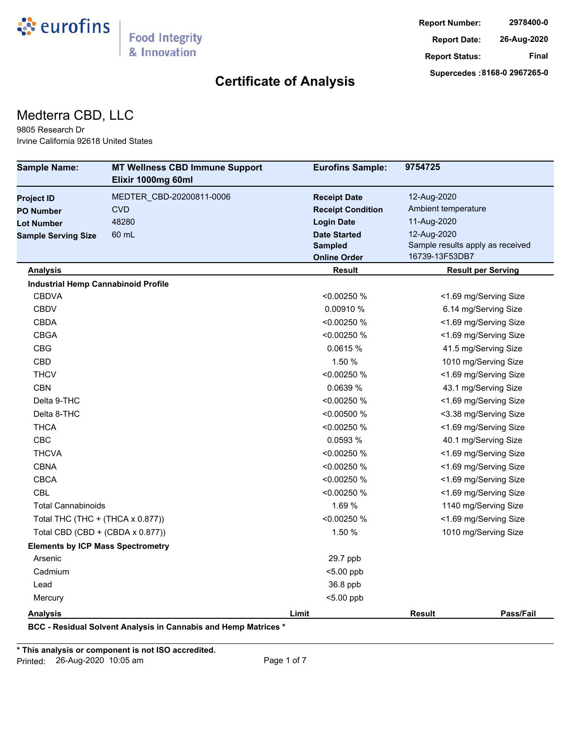eurofins | Food Integrity & Innovation

**Report Number:** 2978400-0
**Report Date:** 26-Aug-2020
**Report Status:** Final
**Supercedes :** 8168-0 2967265-0

# Certificate of Analysis

## Medterra CBD, LLC

9805 Research Dr
Irvine California 92618 United States

| | | | |
|---|---|---|---|
| **Sample Name:** | **MT Wellness CBD Immune Support Elixir 1000mg 60ml** | **Eurofins Sample:** | **9754725** |
| **Project ID** | MEDTER_CBD-20200811-0006 | **Receipt Date** | 12-Aug-2020 |
| **PO Number** | CVD | **Receipt Condition** | Ambient temperature |
| **Lot Number** | 48280 | **Login Date** | 11-Aug-2020 |
| **Sample Serving Size** | 60 mL | **Date Started** | 12-Aug-2020 |
| | | **Sampled** | Sample results apply as received |
| | | **Online Order** | 16739-13F53DB7 |

| Analysis | Result | Result per Serving |
|---|---|---|
| **Industrial Hemp Cannabinoid Profile** | | |
| CBDVA | <0.00250 % | <1.69 mg/Serving Size |
| CBDV | 0.00910 % | 6.14 mg/Serving Size |
| CBDA | <0.00250 % | <1.69 mg/Serving Size |
| CBGA | <0.00250 % | <1.69 mg/Serving Size |
| CBG | 0.0615 % | 41.5 mg/Serving Size |
| CBD | 1.50 % | 1010 mg/Serving Size |
| THCV | <0.00250 % | <1.69 mg/Serving Size |
| CBN | 0.0639 % | 43.1 mg/Serving Size |
| Delta 9-THC | <0.00250 % | <1.69 mg/Serving Size |
| Delta 8-THC | <0.00500 % | <3.38 mg/Serving Size |
| THCA | <0.00250 % | <1.69 mg/Serving Size |
| CBC | 0.0593 % | 40.1 mg/Serving Size |
| THCVA | <0.00250 % | <1.69 mg/Serving Size |
| CBNA | <0.00250 % | <1.69 mg/Serving Size |
| CBCA | <0.00250 % | <1.69 mg/Serving Size |
| CBL | <0.00250 % | <1.69 mg/Serving Size |
| Total Cannabinoids | 1.69 % | 1140 mg/Serving Size |
| Total THC (THC + (THCA x 0.877)) | <0.00250 % | <1.69 mg/Serving Size |
| Total CBD (CBD + (CBDA x 0.877)) | 1.50 % | 1010 mg/Serving Size |
| **Elements by ICP Mass Spectrometry** | | |
| Arsenic | 29.7 ppb | |
| Cadmium | <5.00 ppb | |
| Lead | 36.8 ppb | |
| Mercury | <5.00 ppb | |

| Analysis | Limit | Result | Pass/Fail |
|---|---|---|---|
| **BCC - Residual Solvent Analysis in Cannabis and Hemp Matrices *** | | | |

**\* This analysis or component is not ISO accredited.**

Printed: 26-Aug-2020 10:05 am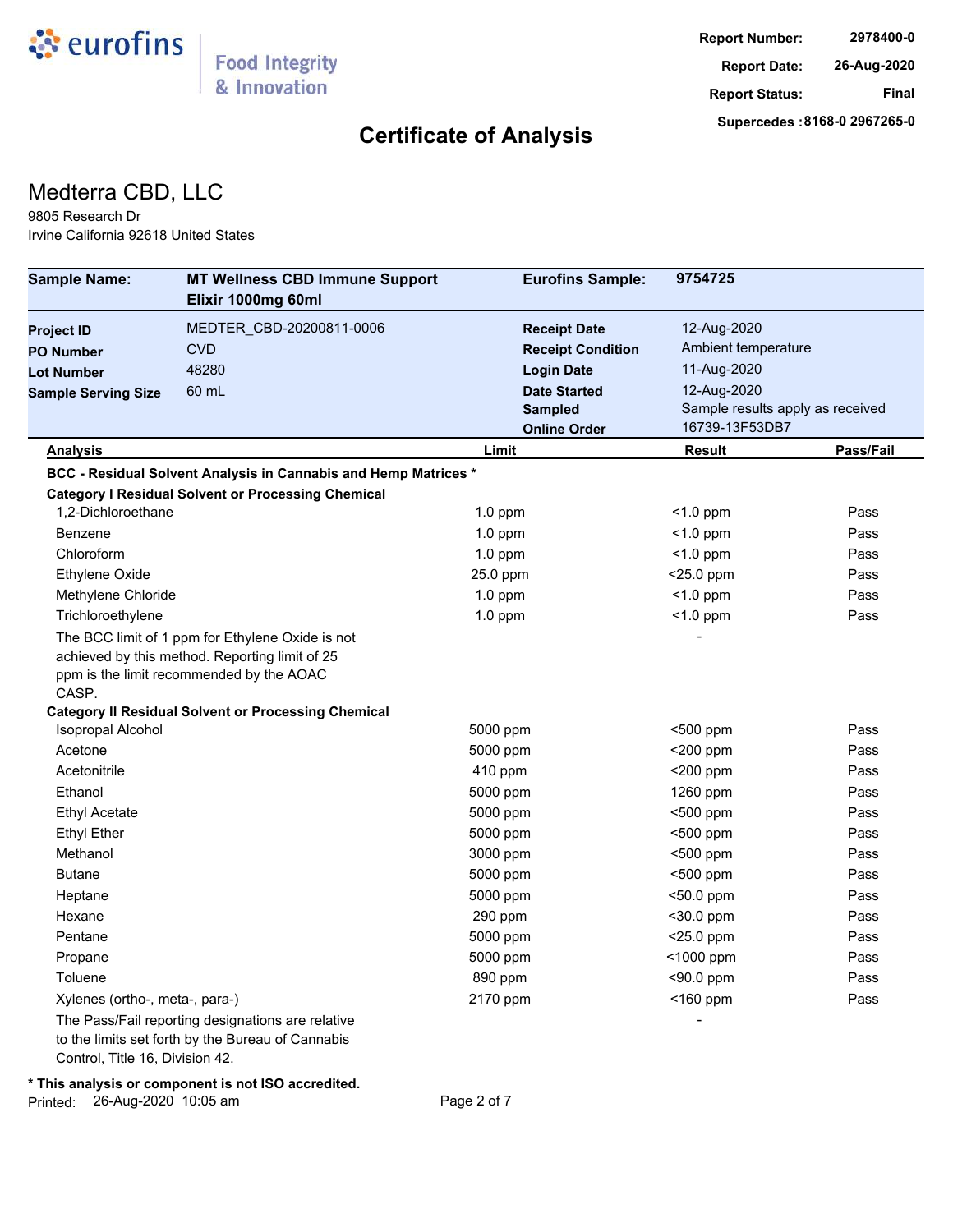eurofins | Food Integrity & Innovation

**Report Number:** 2978400-0
**Report Date:** 26-Aug-2020
**Report Status:** Final
**Supercedes :**8168-0 2967265-0

# Certificate of Analysis

## Medterra CBD, LLC

9805 Research Dr
Irvine California 92618 United States

| **Sample Name:** | **MT Wellness CBD Immune Support Elixir 1000mg 60ml** | **Eurofins Sample:** | **9754725** |
|---|---|---|---|
| **Project ID** | MEDTER_CBD-20200811-0006 | **Receipt Date** | 12-Aug-2020 |
| **PO Number** | CVD | **Receipt Condition** | Ambient temperature |
| **Lot Number** | 48280 | **Login Date** | 11-Aug-2020 |
| **Sample Serving Size** | 60 mL | **Date Started** | 12-Aug-2020 |
| | | **Sampled** | Sample results apply as received |
| | | **Online Order** | 16739-13F53DB7 |

| Analysis | Limit | Result | Pass/Fail |
|---|---|---|---|
| **BCC - Residual Solvent Analysis in Cannabis and Hemp Matrices *** | | | |
| **Category I Residual Solvent or Processing Chemical** | | | |
| 1,2-Dichloroethane | 1.0 ppm | <1.0 ppm | Pass |
| Benzene | 1.0 ppm | <1.0 ppm | Pass |
| Chloroform | 1.0 ppm | <1.0 ppm | Pass |
| Ethylene Oxide | 25.0 ppm | <25.0 ppm | Pass |
| Methylene Chloride | 1.0 ppm | <1.0 ppm | Pass |
| Trichloroethylene | 1.0 ppm | <1.0 ppm | Pass |
| The BCC limit of 1 ppm for Ethylene Oxide is not achieved by this method. Reporting limit of 25 ppm is the limit recommended by the AOAC CASP. | | - | |
| **Category II Residual Solvent or Processing Chemical** | | | |
| Isopropal Alcohol | 5000 ppm | <500 ppm | Pass |
| Acetone | 5000 ppm | <200 ppm | Pass |
| Acetonitrile | 410 ppm | <200 ppm | Pass |
| Ethanol | 5000 ppm | 1260 ppm | Pass |
| Ethyl Acetate | 5000 ppm | <500 ppm | Pass |
| Ethyl Ether | 5000 ppm | <500 ppm | Pass |
| Methanol | 3000 ppm | <500 ppm | Pass |
| Butane | 5000 ppm | <500 ppm | Pass |
| Heptane | 5000 ppm | <50.0 ppm | Pass |
| Hexane | 290 ppm | <30.0 ppm | Pass |
| Pentane | 5000 ppm | <25.0 ppm | Pass |
| Propane | 5000 ppm | <1000 ppm | Pass |
| Toluene | 890 ppm | <90.0 ppm | Pass |
| Xylenes (ortho-, meta-, para-) | 2170 ppm | <160 ppm | Pass |
| The Pass/Fail reporting designations are relative to the limits set forth by the Bureau of Cannabis Control, Title 16, Division 42. | | - | |

**\* This analysis or component is not ISO accredited.**

Printed: 26-Aug-2020 10:05 am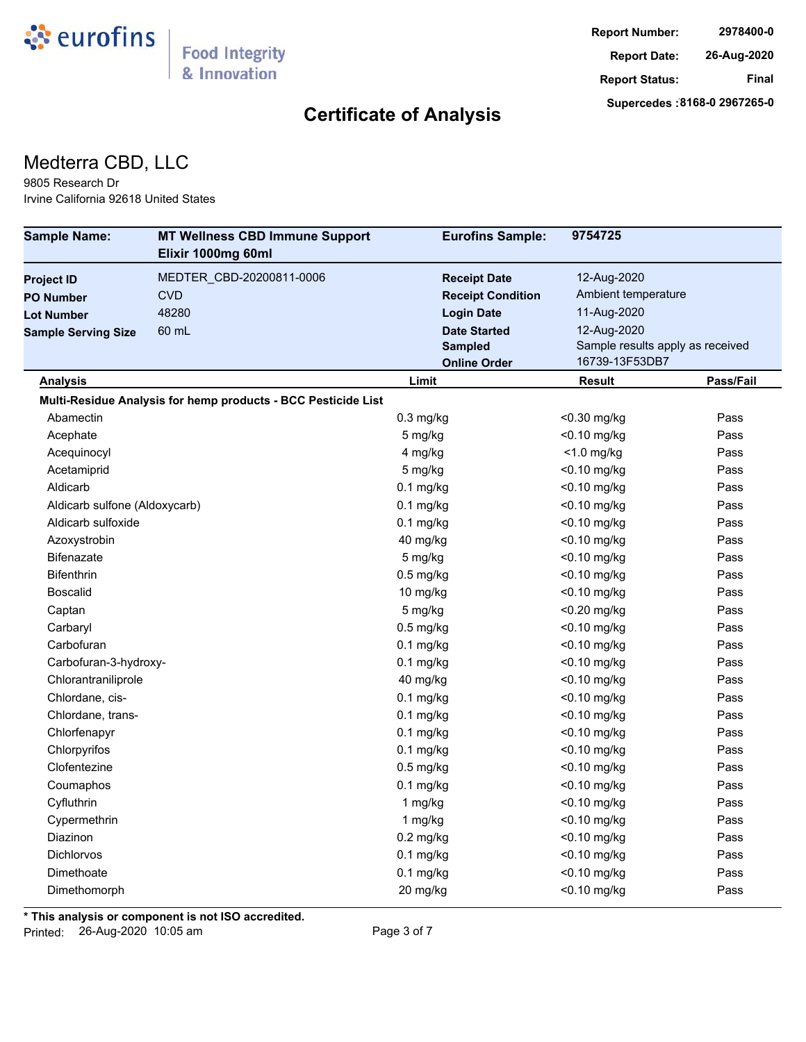eurofins | Food Integrity & Innovation

**Report Number:** 2978400-0
**Report Date:** 26-Aug-2020
**Report Status:** Final
**Supercedes :**8168-0 2967265-0

# Certificate of Analysis

## Medterra CBD, LLC

9805 Research Dr
Irvine California 92618 United States

| **Sample Name:** | **MT Wellness CBD Immune Support Elixir 1000mg 60ml** | **Eurofins Sample:** | **9754725** |
|---|---|---|---|
| **Project ID** | MEDTER_CBD-20200811-0006 | **Receipt Date** | 12-Aug-2020 |
| **PO Number** | CVD | **Receipt Condition** | Ambient temperature |
| **Lot Number** | 48280 | **Login Date** | 11-Aug-2020 |
| **Sample Serving Size** | 60 mL | **Date Started** | 12-Aug-2020 |
| | | **Sampled** | Sample results apply as received |
| | | **Online Order** | 16739-13F53DB7 |

| Analysis | Limit | Result | Pass/Fail |
|---|---|---|---|
| **Multi-Residue Analysis for hemp products - BCC Pesticide List** | | | |
| Abamectin | 0.3 mg/kg | <0.30 mg/kg | Pass |
| Acephate | 5 mg/kg | <0.10 mg/kg | Pass |
| Acequinocyl | 4 mg/kg | <1.0 mg/kg | Pass |
| Acetamiprid | 5 mg/kg | <0.10 mg/kg | Pass |
| Aldicarb | 0.1 mg/kg | <0.10 mg/kg | Pass |
| Aldicarb sulfone (Aldoxycarb) | 0.1 mg/kg | <0.10 mg/kg | Pass |
| Aldicarb sulfoxide | 0.1 mg/kg | <0.10 mg/kg | Pass |
| Azoxystrobin | 40 mg/kg | <0.10 mg/kg | Pass |
| Bifenazate | 5 mg/kg | <0.10 mg/kg | Pass |
| Bifenthrin | 0.5 mg/kg | <0.10 mg/kg | Pass |
| Boscalid | 10 mg/kg | <0.10 mg/kg | Pass |
| Captan | 5 mg/kg | <0.20 mg/kg | Pass |
| Carbaryl | 0.5 mg/kg | <0.10 mg/kg | Pass |
| Carbofuran | 0.1 mg/kg | <0.10 mg/kg | Pass |
| Carbofuran-3-hydroxy- | 0.1 mg/kg | <0.10 mg/kg | Pass |
| Chlorantraniliprole | 40 mg/kg | <0.10 mg/kg | Pass |
| Chlordane, cis- | 0.1 mg/kg | <0.10 mg/kg | Pass |
| Chlordane, trans- | 0.1 mg/kg | <0.10 mg/kg | Pass |
| Chlorfenapyr | 0.1 mg/kg | <0.10 mg/kg | Pass |
| Chlorpyrifos | 0.1 mg/kg | <0.10 mg/kg | Pass |
| Clofentezine | 0.5 mg/kg | <0.10 mg/kg | Pass |
| Coumaphos | 0.1 mg/kg | <0.10 mg/kg | Pass |
| Cyfluthrin | 1 mg/kg | <0.10 mg/kg | Pass |
| Cypermethrin | 1 mg/kg | <0.10 mg/kg | Pass |
| Diazinon | 0.2 mg/kg | <0.10 mg/kg | Pass |
| Dichlorvos | 0.1 mg/kg | <0.10 mg/kg | Pass |
| Dimethoate | 0.1 mg/kg | <0.10 mg/kg | Pass |
| Dimethomorph | 20 mg/kg | <0.10 mg/kg | Pass |

**\* This analysis or component is not ISO accredited.**

Printed: 26-Aug-2020 10:05 am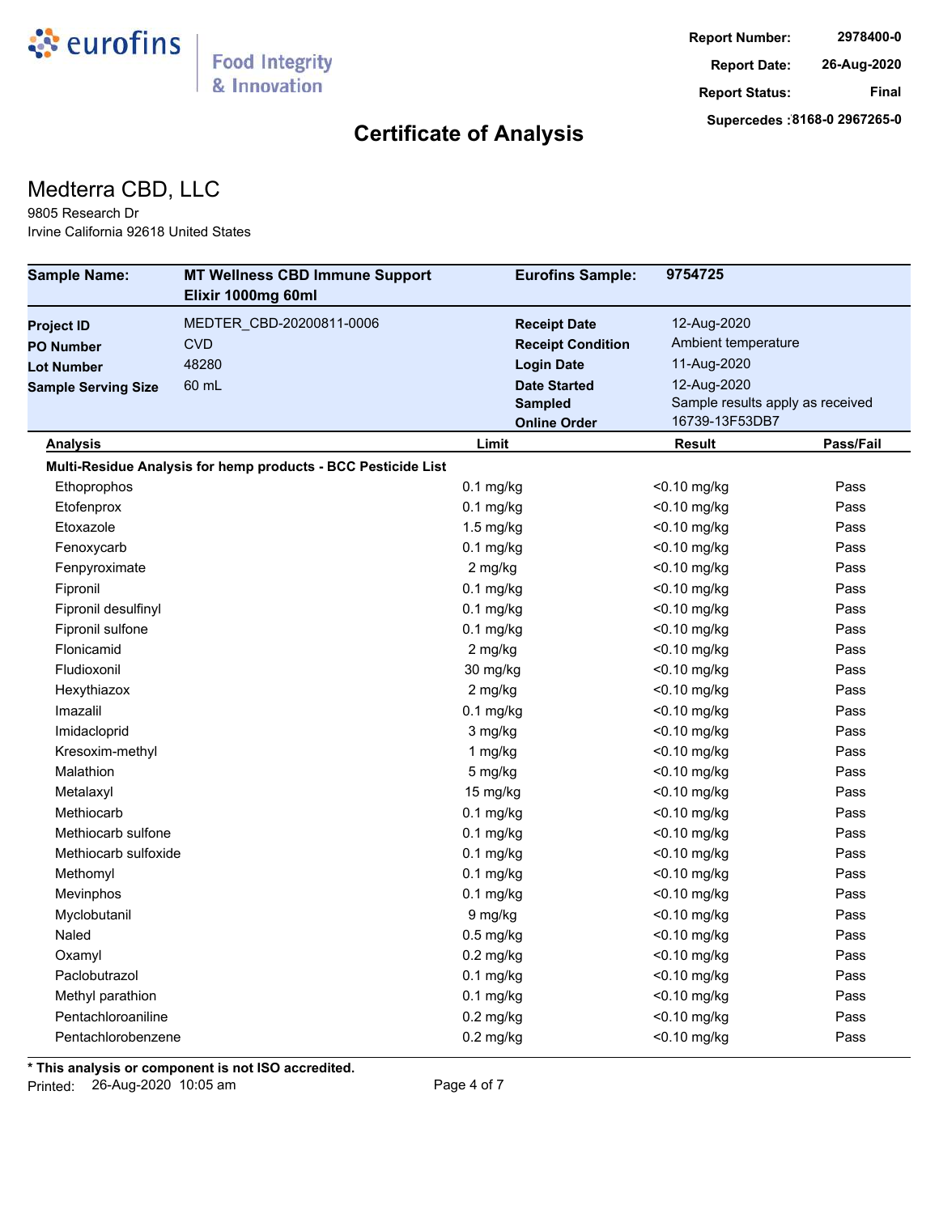eurofins | Food Integrity & Innovation

**Report Number:** 2978400-0
**Report Date:** 26-Aug-2020
**Report Status:** Final
**Supersedes :**8168-0 2967265-0

# Certificate of Analysis

## Medterra CBD, LLC

9805 Research Dr
Irvine California 92618 United States

| **Sample Name:** | **MT Wellness CBD Immune Support Elixir 1000mg 60ml** | **Eurofins Sample:** | **9754725** |
|---|---|---|---|
| **Project ID** | MEDTER_CBD-20200811-0006 | **Receipt Date** | 12-Aug-2020 |
| **PO Number** | CVD | **Receipt Condition** | Ambient temperature |
| **Lot Number** | 48280 | **Login Date** | 11-Aug-2020 |
| **Sample Serving Size** | 60 mL | **Date Started** | 12-Aug-2020 |
| | | **Sampled** | Sample results apply as received |
| | | **Online Order** | 16739-13F53DB7 |

| Analysis | Limit | Result | Pass/Fail |
|---|---|---|---|
| **Multi-Residue Analysis for hemp products - BCC Pesticide List** | | | |
| Ethoprophos | 0.1 mg/kg | <0.10 mg/kg | Pass |
| Etofenprox | 0.1 mg/kg | <0.10 mg/kg | Pass |
| Etoxazole | 1.5 mg/kg | <0.10 mg/kg | Pass |
| Fenoxycarb | 0.1 mg/kg | <0.10 mg/kg | Pass |
| Fenpyroximate | 2 mg/kg | <0.10 mg/kg | Pass |
| Fipronil | 0.1 mg/kg | <0.10 mg/kg | Pass |
| Fipronil desulfinyl | 0.1 mg/kg | <0.10 mg/kg | Pass |
| Fipronil sulfone | 0.1 mg/kg | <0.10 mg/kg | Pass |
| Flonicamid | 2 mg/kg | <0.10 mg/kg | Pass |
| Fludioxonil | 30 mg/kg | <0.10 mg/kg | Pass |
| Hexythiazox | 2 mg/kg | <0.10 mg/kg | Pass |
| Imazalil | 0.1 mg/kg | <0.10 mg/kg | Pass |
| Imidacloprid | 3 mg/kg | <0.10 mg/kg | Pass |
| Kresoxim-methyl | 1 mg/kg | <0.10 mg/kg | Pass |
| Malathion | 5 mg/kg | <0.10 mg/kg | Pass |
| Metalaxyl | 15 mg/kg | <0.10 mg/kg | Pass |
| Methiocarb | 0.1 mg/kg | <0.10 mg/kg | Pass |
| Methiocarb sulfone | 0.1 mg/kg | <0.10 mg/kg | Pass |
| Methiocarb sulfoxide | 0.1 mg/kg | <0.10 mg/kg | Pass |
| Methomyl | 0.1 mg/kg | <0.10 mg/kg | Pass |
| Mevinphos | 0.1 mg/kg | <0.10 mg/kg | Pass |
| Myclobutanil | 9 mg/kg | <0.10 mg/kg | Pass |
| Naled | 0.5 mg/kg | <0.10 mg/kg | Pass |
| Oxamyl | 0.2 mg/kg | <0.10 mg/kg | Pass |
| Paclobutrazol | 0.1 mg/kg | <0.10 mg/kg | Pass |
| Methyl parathion | 0.1 mg/kg | <0.10 mg/kg | Pass |
| Pentachloroaniline | 0.2 mg/kg | <0.10 mg/kg | Pass |
| Pentachlorobenzene | 0.2 mg/kg | <0.10 mg/kg | Pass |

**\* This analysis or component is not ISO accredited.**

Printed: 26-Aug-2020 10:05 am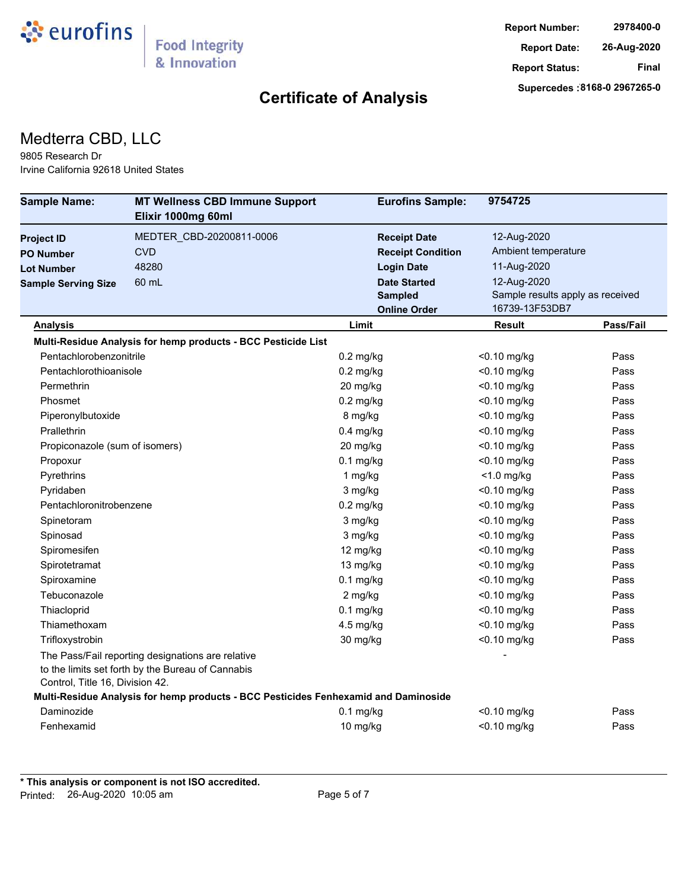Report Number: 2978400-0
Report Date: 26-Aug-2020
Report Status: Final
Supercedes :8168-0 2967265-0

# Certificate of Analysis

## Medterra CBD, LLC

9805 Research Dr
Irvine California 92618 United States

| Sample Name: | MT Wellness CBD Immune Support Elixir 1000mg 60ml | Eurofins Sample: | 9754725 |
|---|---|---|---|
| Project ID | MEDTER_CBD-20200811-0006 | Receipt Date | 12-Aug-2020 |
| PO Number | CVD | Receipt Condition | Ambient temperature |
| Lot Number | 48280 | Login Date | 11-Aug-2020 |
| Sample Serving Size | 60 mL | Date Started | 12-Aug-2020 |
| | | Sampled | Sample results apply as received |
| | | Online Order | 16739-13F53DB7 |

| Analysis | Limit | Result | Pass/Fail |
|---|---|---|---|
| **Multi-Residue Analysis for hemp products - BCC Pesticide List** | | | |
| Pentachlorobenzonitrile | 0.2 mg/kg | <0.10 mg/kg | Pass |
| Pentachlorothioanisole | 0.2 mg/kg | <0.10 mg/kg | Pass |
| Permethrin | 20 mg/kg | <0.10 mg/kg | Pass |
| Phosmet | 0.2 mg/kg | <0.10 mg/kg | Pass |
| Piperonylbutoxide | 8 mg/kg | <0.10 mg/kg | Pass |
| Prallethrin | 0.4 mg/kg | <0.10 mg/kg | Pass |
| Propiconazole (sum of isomers) | 20 mg/kg | <0.10 mg/kg | Pass |
| Propoxur | 0.1 mg/kg | <0.10 mg/kg | Pass |
| Pyrethrins | 1 mg/kg | <1.0 mg/kg | Pass |
| Pyridaben | 3 mg/kg | <0.10 mg/kg | Pass |
| Pentachloronitrobenzene | 0.2 mg/kg | <0.10 mg/kg | Pass |
| Spinetoram | 3 mg/kg | <0.10 mg/kg | Pass |
| Spinosad | 3 mg/kg | <0.10 mg/kg | Pass |
| Spiromesifen | 12 mg/kg | <0.10 mg/kg | Pass |
| Spirotetramat | 13 mg/kg | <0.10 mg/kg | Pass |
| Spiroxamine | 0.1 mg/kg | <0.10 mg/kg | Pass |
| Tebuconazole | 2 mg/kg | <0.10 mg/kg | Pass |
| Thiacloprid | 0.1 mg/kg | <0.10 mg/kg | Pass |
| Thiamethoxam | 4.5 mg/kg | <0.10 mg/kg | Pass |
| Trifloxystrobin | 30 mg/kg | <0.10 mg/kg | Pass |
| The Pass/Fail reporting designations are relative to the limits set forth by the Bureau of Cannabis Control, Title 16, Division 42. | | - | |
| **Multi-Residue Analysis for hemp products - BCC Pesticides Fenhexamid and Daminoside** | | | |
| Daminozide | 0.1 mg/kg | <0.10 mg/kg | Pass |
| Fenhexamid | 10 mg/kg | <0.10 mg/kg | Pass |

**\* This analysis or component is not ISO accredited.**

Printed: 26-Aug-2020 10:05 am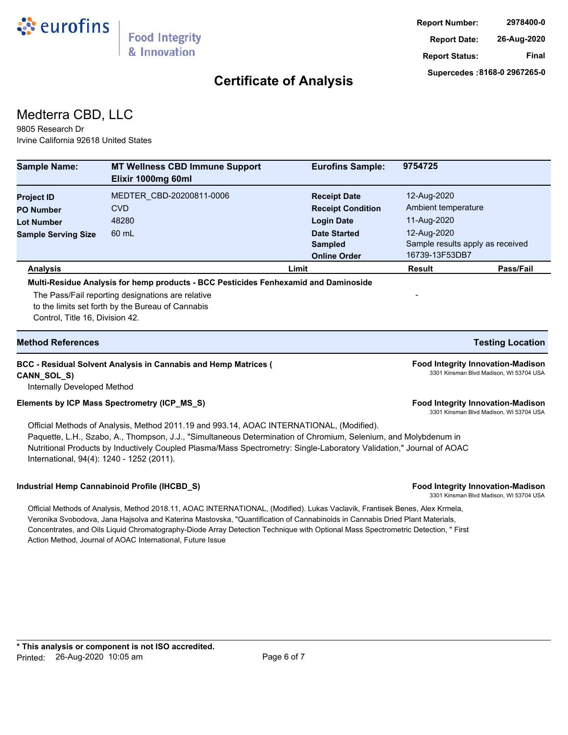eurofins | Food Integrity & Innovation

**Report Number:** 2978400-0
**Report Date:** 26-Aug-2020
**Report Status:** Final
**Supercedes :**8168-0 2967265-0

# Certificate of Analysis

## Medterra CBD, LLC

9805 Research Dr
Irvine California 92618 United States

| **Sample Name:** | **MT Wellness CBD Immune Support Elixir 1000mg 60ml** | **Eurofins Sample:** | **9754725** |
|---|---|---|---|
| **Project ID** | MEDTER_CBD-20200811-0006 | **Receipt Date** | 12-Aug-2020 |
| **PO Number** | CVD | **Receipt Condition** | Ambient temperature |
| **Lot Number** | 48280 | **Login Date** | 11-Aug-2020 |
| **Sample Serving Size** | 60 mL | **Date Started** | 12-Aug-2020 |
| | | **Sampled** | Sample results apply as received |
| | | **Online Order** | 16739-13F53DB7 |

| Analysis | Limit | Result | Pass/Fail |
|---|---|---|---|
| **Multi-Residue Analysis for hemp products - BCC Pesticides Fenhexamid and Daminoside** | | | |
| The Pass/Fail reporting designations are relative to the limits set forth by the Bureau of Cannabis Control, Title 16, Division 42. | | - | |

| Method References | Testing Location |
|---|---|
| **BCC - Residual Solvent Analysis in Cannabis and Hemp Matrices ( CANN_SOL_S)** | **Food Integrity Innovation-Madison** |

Internally Developed Method

3301 Kinsman Blvd Madison, WI 53704 USA

**Elements by ICP Mass Spectrometry (ICP_MS_S)** — **Food Integrity Innovation-Madison**, 3301 Kinsman Blvd Madison, WI 53704 USA

Official Methods of Analysis, Method 2011.19 and 993.14, AOAC INTERNATIONAL, (Modified).
Paquette, L.H., Szabo, A., Thompson, J.J., "Simultaneous Determination of Chromium, Selenium, and Molybdenum in Nutritional Products by Inductively Coupled Plasma/Mass Spectrometry: Single-Laboratory Validation," Journal of AOAC International, 94(4): 1240 - 1252 (2011).

**Industrial Hemp Cannabinoid Profile (IHCBD_S)** — **Food Integrity Innovation-Madison**, 3301 Kinsman Blvd Madison, WI 53704 USA

Official Methods of Analysis, Method 2018.11, AOAC INTERNATIONAL, (Modified). Lukas Vaclavik, Frantisek Benes, Alex Krmela, Veronika Svobodova, Jana Hajsolva and Katerina Mastovska, "Quantification of Cannabinoids in Cannabis Dried Plant Materials, Concentrates, and Oils Liquid Chromatography-Diode Array Detection Technique with Optional Mass Spectrometric Detection, " First Action Method, Journal of AOAC International, Future Issue

**\* This analysis or component is not ISO accredited.**
Printed: 26-Aug-2020 10:05 am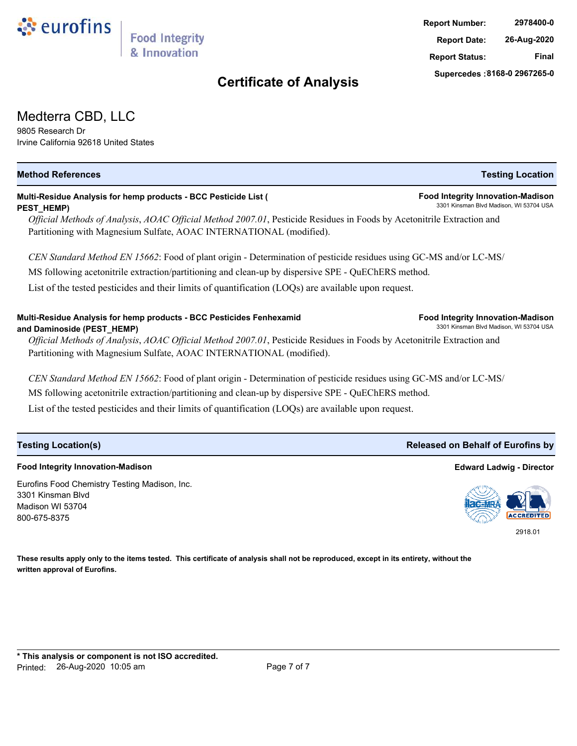Report Number: 2978400-0
Report Date: 26-Aug-2020
Report Status: Final
Supercedes :8168-0 2967265-0

# Certificate of Analysis

## Medterra CBD, LLC

9805 Research Dr
Irvine California 92618 United States

| Method References | Testing Location |
|---|---|

**Multi-Residue Analysis for hemp products - BCC Pesticide List ( PEST_HEMP)**

**Food Integrity Innovation-Madison**
3301 Kinsman Blvd Madison, WI 53704 USA

*Official Methods of Analysis*, *AOAC Official Method 2007.01*, Pesticide Residues in Foods by Acetonitrile Extraction and Partitioning with Magnesium Sulfate, AOAC INTERNATIONAL (modified).

*CEN Standard Method EN 15662*: Food of plant origin - Determination of pesticide residues using GC-MS and/or LC-MS/MS following acetonitrile extraction/partitioning and clean-up by dispersive SPE - QuEChERS method.

List of the tested pesticides and their limits of quantification (LOQs) are available upon request.

**Multi-Residue Analysis for hemp products - BCC Pesticides Fenhexamid and Daminoside (PEST_HEMP)**

**Food Integrity Innovation-Madison**
3301 Kinsman Blvd Madison, WI 53704 USA

*Official Methods of Analysis*, *AOAC Official Method 2007.01*, Pesticide Residues in Foods by Acetonitrile Extraction and Partitioning with Magnesium Sulfate, AOAC INTERNATIONAL (modified).

*CEN Standard Method EN 15662*: Food of plant origin - Determination of pesticide residues using GC-MS and/or LC-MS/MS following acetonitrile extraction/partitioning and clean-up by dispersive SPE - QuEChERS method.

List of the tested pesticides and their limits of quantification (LOQs) are available upon request.

| Testing Location(s) | Released on Behalf of Eurofins by |
|---|---|

**Food Integrity Innovation-Madison**

Eurofins Food Chemistry Testing Madison, Inc.
3301 Kinsman Blvd
Madison WI 53704
800-675-8375

**Edward Ladwig - Director**

2918.01

**These results apply only to the items tested. This certificate of analysis shall not be reproduced, except in its entirety, without the written approval of Eurofins.**

**\* This analysis or component is not ISO accredited.**
Printed: 26-Aug-2020 10:05 am